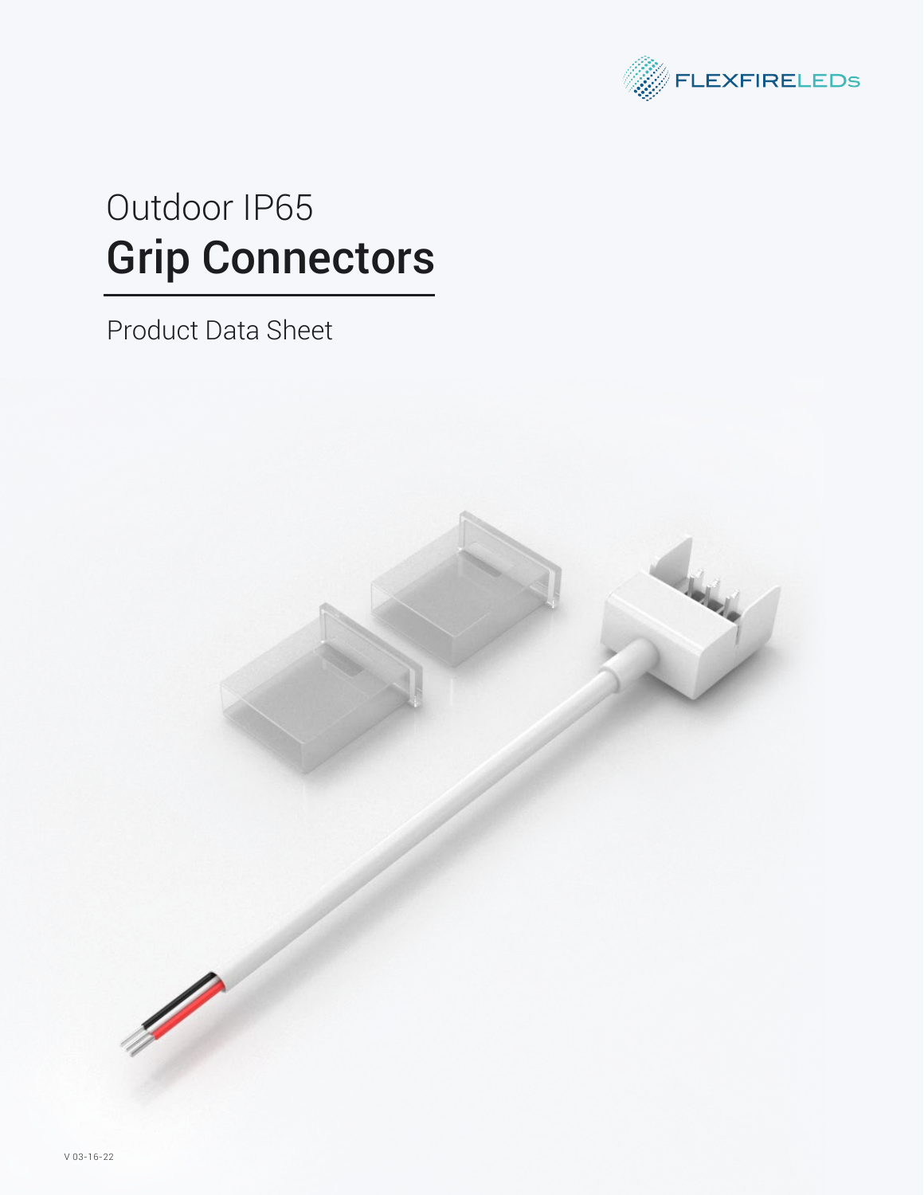FLEXFIRELEDs

# Outdoor IP65
# Grip Connectors

Product Data Sheet

V 03-16-22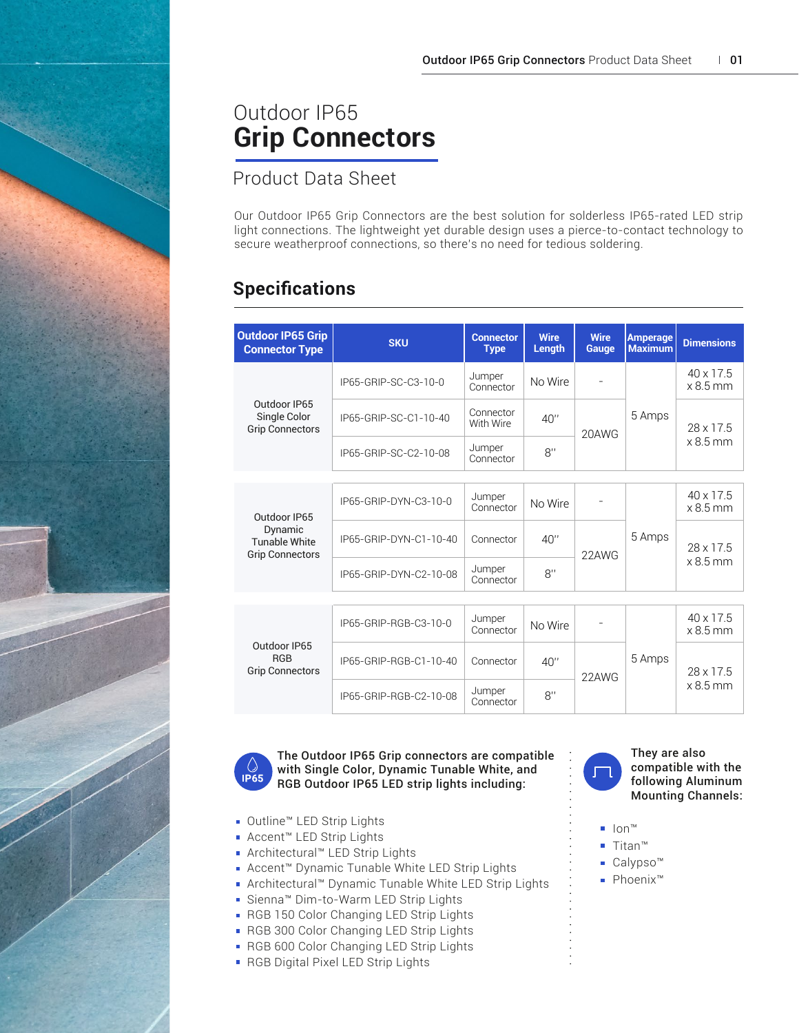# Outdoor IP65 **Grip Connectors**

## Product Data Sheet

Our Outdoor IP65 Grip Connectors are the best solution for solderless IP65-rated LED strip light connections. The lightweight yet durable design uses a pierce-to-contact technology to secure weatherproof connections, so there's no need for tedious soldering.

## Specifications

| Outdoor IP65 Grip Connector Type | SKU | Connector Type | Wire Length | Wire Gauge | Amperage Maximum | Dimensions |
|---|---|---|---|---|---|---|
| Outdoor IP65 Single Color Grip Connectors | IP65-GRIP-SC-C3-10-0 | Jumper Connector | No Wire | - | 5 Amps | 40 x 17.5 x 8.5 mm |
| | IP65-GRIP-SC-C1-10-40 | Connector With Wire | 40" | 20AWG | | 28 x 17.5 x 8.5 mm |
| | IP65-GRIP-SC-C2-10-08 | Jumper Connector | 8" | | | |
| Outdoor IP65 Dynamic Tunable White Grip Connectors | IP65-GRIP-DYN-C3-10-0 | Jumper Connector | No Wire | - | 5 Amps | 40 x 17.5 x 8.5 mm |
| | IP65-GRIP-DYN-C1-10-40 | Connector | 40" | 22AWG | | 28 x 17.5 x 8.5 mm |
| | IP65-GRIP-DYN-C2-10-08 | Jumper Connector | 8" | | | |
| Outdoor IP65 RGB Grip Connectors | IP65-GRIP-RGB-C3-10-0 | Jumper Connector | No Wire | - | 5 Amps | 40 x 17.5 x 8.5 mm |
| | IP65-GRIP-RGB-C1-10-40 | Connector | 40" | 22AWG | | 28 x 17.5 x 8.5 mm |
| | IP65-GRIP-RGB-C2-10-08 | Jumper Connector | 8" | | | |

IP65

**The Outdoor IP65 Grip connectors are compatible with Single Color, Dynamic Tunable White, and RGB Outdoor IP65 LED strip lights including:**

- Outline™ LED Strip Lights
- Accent™ LED Strip Lights
- Architectural™ LED Strip Lights
- Accent™ Dynamic Tunable White LED Strip Lights
- Architectural™ Dynamic Tunable White LED Strip Lights
- Sienna™ Dim-to-Warm LED Strip Lights
- RGB 150 Color Changing LED Strip Lights
- RGB 300 Color Changing LED Strip Lights
- RGB 600 Color Changing LED Strip Lights
- RGB Digital Pixel LED Strip Lights

**They are also compatible with the following Aluminum Mounting Channels:**

- Ion™
- Titan™
- Calypso™
- Phoenix™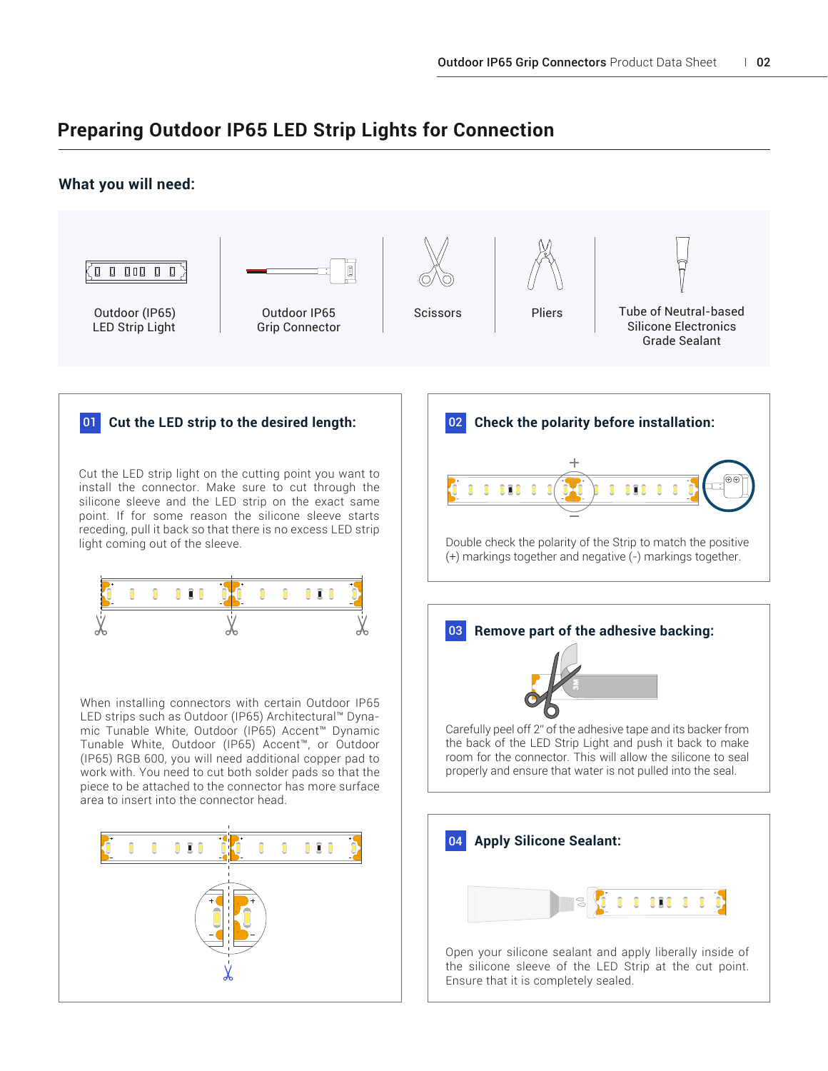# Preparing Outdoor IP65 LED Strip Lights for Connection

## What you will need:

- Outdoor (IP65) LED Strip Light
- Outdoor IP65 Grip Connector
- Scissors
- Pliers
- Tube of Neutral-based Silicone Electronics Grade Sealant

### 01 Cut the LED strip to the desired length:

Cut the LED strip light on the cutting point you want to install the connector. Make sure to cut through the silicone sleeve and the LED strip on the exact same point. If for some reason the silicone sleeve starts receding, pull it back so that there is no excess LED strip light coming out of the sleeve.

When installing connectors with certain Outdoor IP65 LED strips such as Outdoor (IP65) Architectural™ Dynamic Tunable White, Outdoor (IP65) Accent™ Dynamic Tunable White, Outdoor (IP65) Accent™, or Outdoor (IP65) RGB 600, you will need additional copper pad to work with. You need to cut both solder pads so that the piece to be attached to the connector has more surface area to insert into the connector head.

### 02 Check the polarity before installation:

Double check the polarity of the Strip to match the positive (+) markings together and negative (-) markings together.

### 03 Remove part of the adhesive backing:

Carefully peel off 2" of the adhesive tape and its backer from the back of the LED Strip Light and push it back to make room for the connector. This will allow the silicone to seal properly and ensure that water is not pulled into the seal.

### 04 Apply Silicone Sealant:

Open your silicone sealant and apply liberally inside of the silicone sleeve of the LED Strip at the cut point. Ensure that it is completely sealed.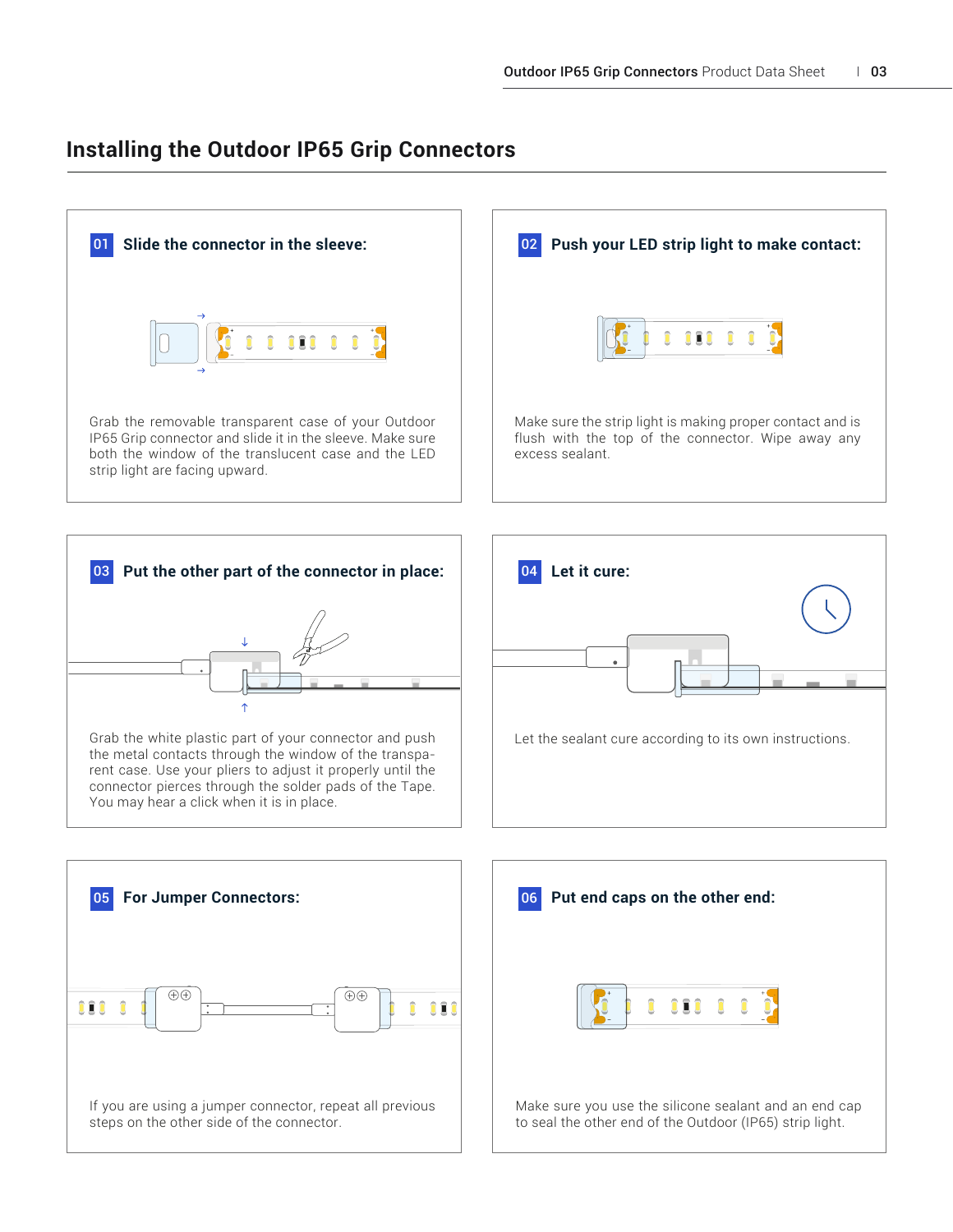# Installing the Outdoor IP65 Grip Connectors

## 01 Slide the connector in the sleeve:

Grab the removable transparent case of your Outdoor IP65 Grip connector and slide it in the sleeve. Make sure both the window of the translucent case and the LED strip light are facing upward.

## 02 Push your LED strip light to make contact:

Make sure the strip light is making proper contact and is flush with the top of the connector. Wipe away any excess sealant.

## 03 Put the other part of the connector in place:

Grab the white plastic part of your connector and push the metal contacts through the window of the transparent case. Use your pliers to adjust it properly until the connector pierces through the solder pads of the Tape. You may hear a click when it is in place.

## 04 Let it cure:

Let the sealant cure according to its own instructions.

## 05 For Jumper Connectors:

If you are using a jumper connector, repeat all previous steps on the other side of the connector.

## 06 Put end caps on the other end:

Make sure you use the silicone sealant and an end cap to seal the other end of the Outdoor (IP65) strip light.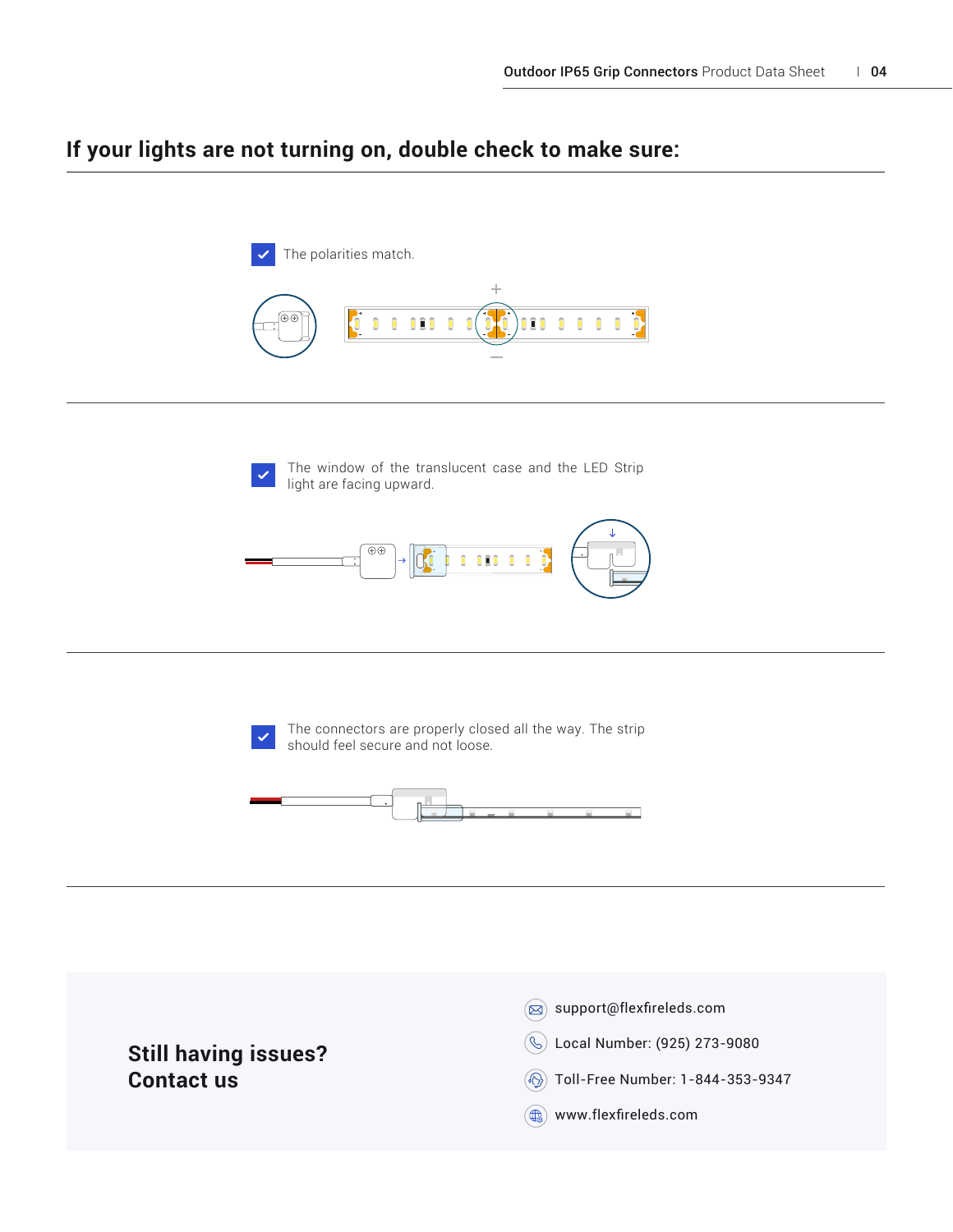## If your lights are not turning on, double check to make sure:

- [x] The polarities match.

+

–

- [x] The window of the translucent case and the LED Strip light are facing upward.

- [x] The connectors are properly closed all the way. The strip should feel secure and not loose.

### Still having issues? Contact us

support@flexfireleds.com

Local Number: (925) 273-9080

Toll-Free Number: 1-844-353-9347

www.flexfireleds.com